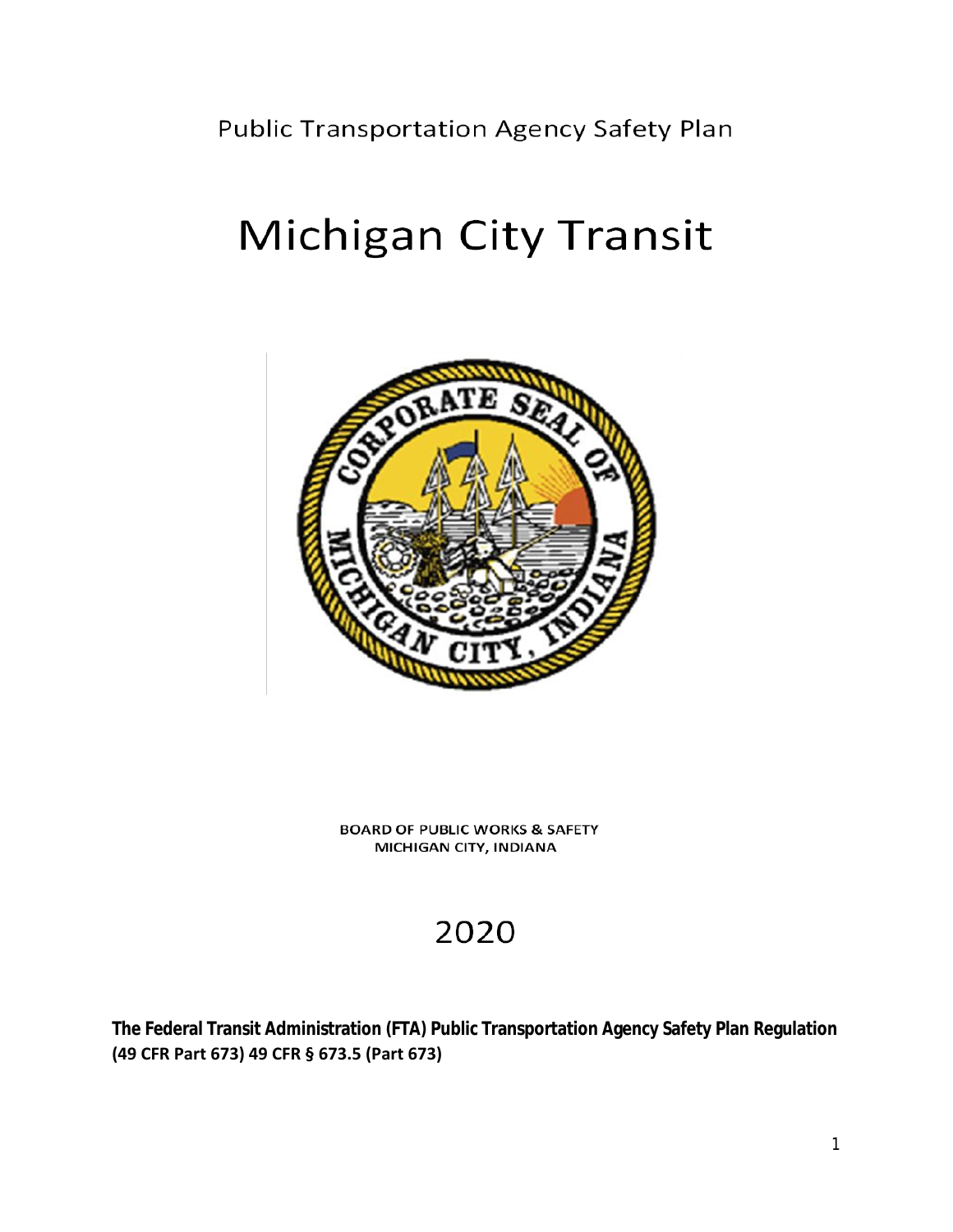Public Transportation Agency Safety Plan

# Michigan City Transit

BOARD OF PUBLIC WORKS & SAFETY
MICHIGAN CITY, INDIANA

2020

**The Federal Transit Administration (FTA) Public Transportation Agency Safety Plan Regulation (49 CFR Part 673) 49 CFR § 673.5 (Part 673)**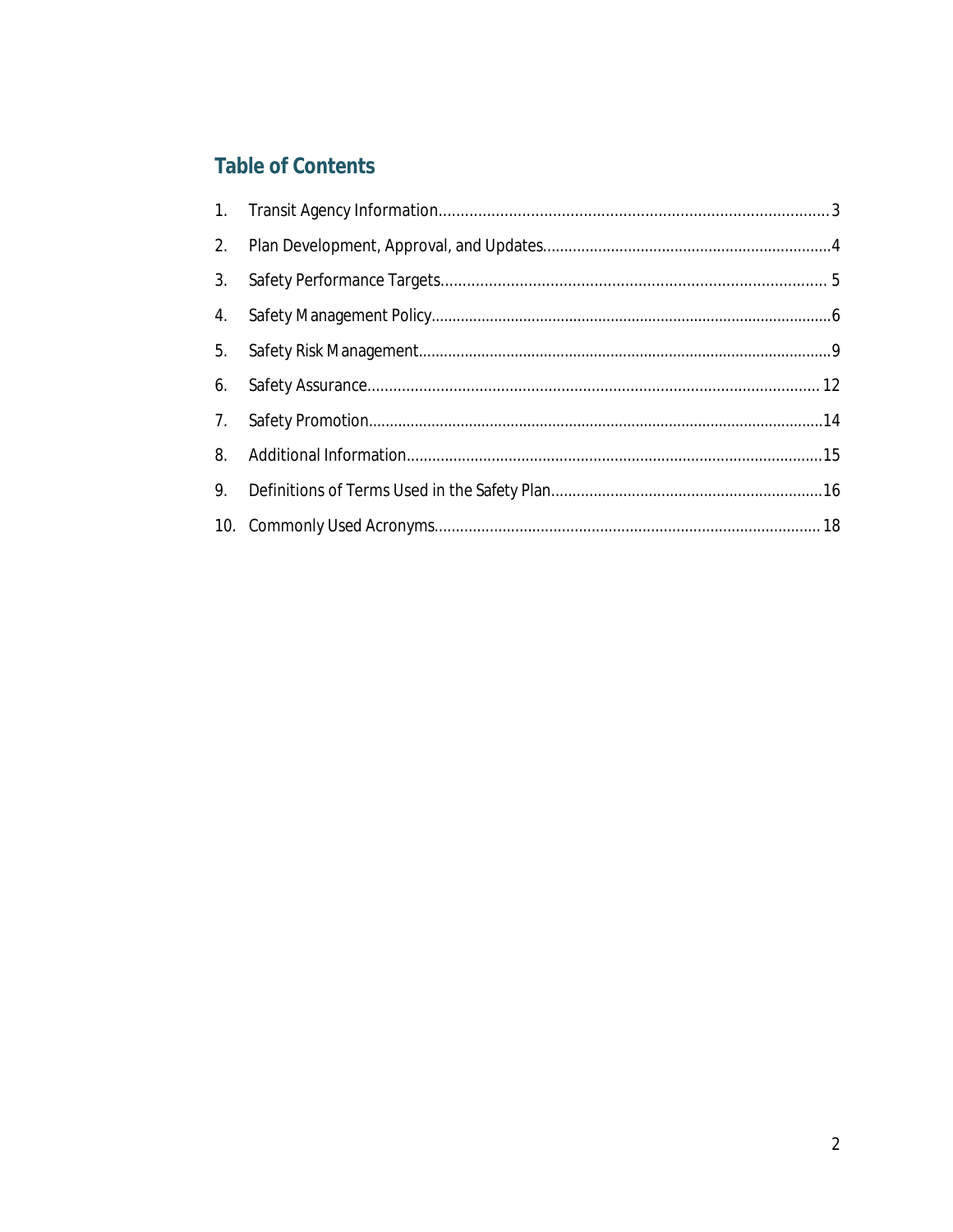## Table of Contents

1. Transit Agency Information ........ 3
2. Plan Development, Approval, and Updates ........ 4
3. Safety Performance Targets ........ 5
4. Safety Management Policy ........ 6
5. Safety Risk Management ........ 9
6. Safety Assurance ........ 12
7. Safety Promotion ........ 14
8. Additional Information ........ 15
9. Definitions of Terms Used in the Safety Plan ........ 16
10. Commonly Used Acronyms ........ 18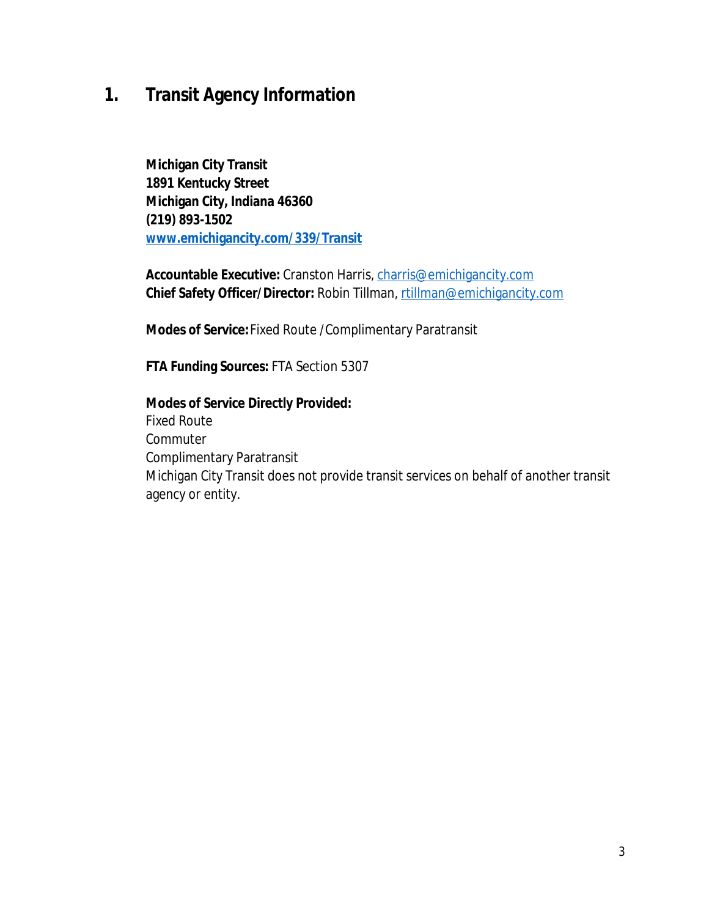# 1. Transit Agency Information

**Michigan City Transit**
**1891 Kentucky Street**
**Michigan City, Indiana 46360**
**(219) 893-1502**
**[www.emichigancity.com/339/Transit](www.emichigancity.com/339/Transit)**

**Accountable Executive:** Cranston Harris, charris@emichigancity.com
**Chief Safety Officer/Director:** Robin Tillman, rtillman@emichigancity.com

**Modes of Service:** Fixed Route /Complimentary Paratransit

**FTA Funding Sources:** FTA Section 5307

**Modes of Service Directly Provided:**
Fixed Route
Commuter
Complimentary Paratransit
Michigan City Transit does not provide transit services on behalf of another transit agency or entity.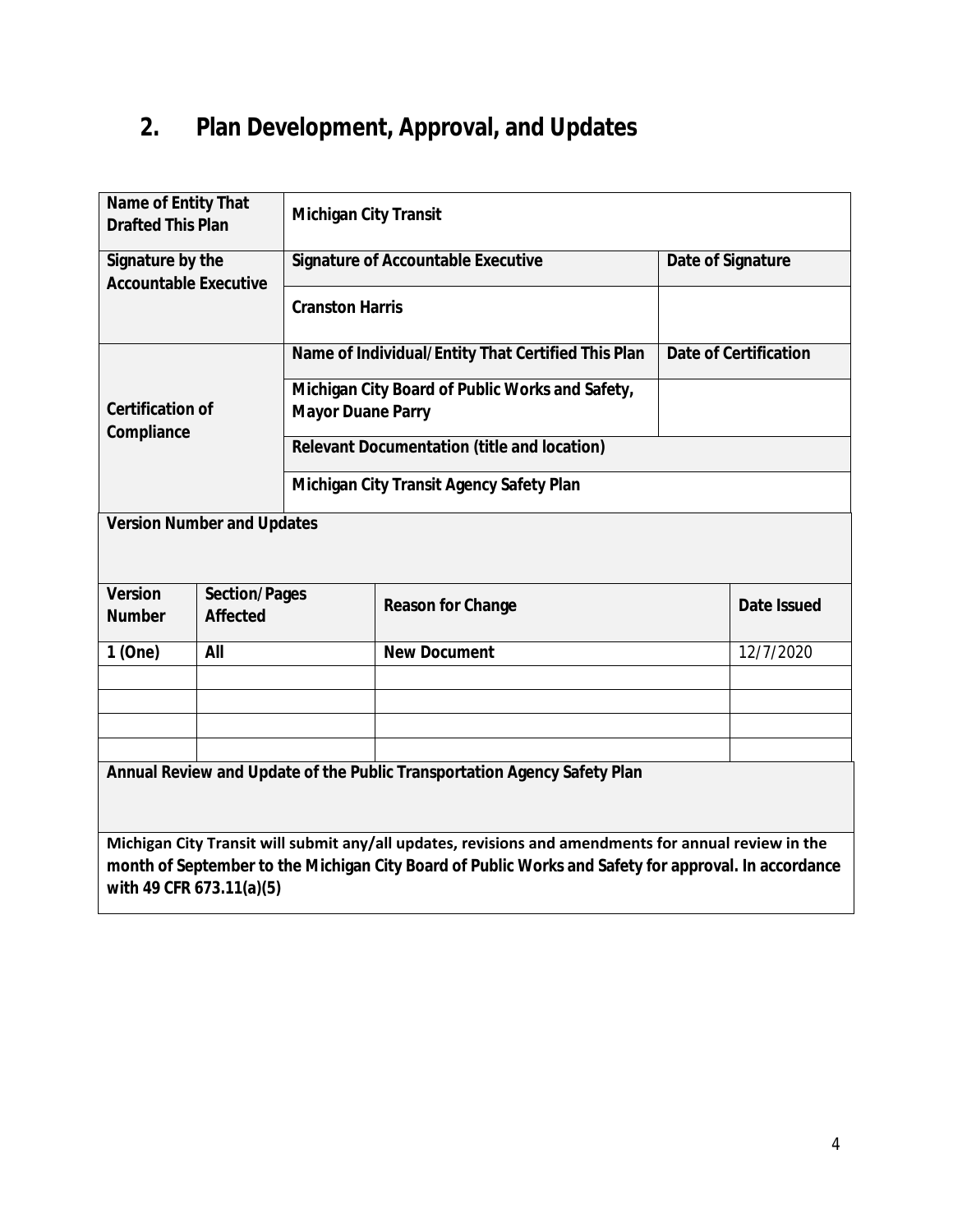## 2. Plan Development, Approval, and Updates

| **Name of Entity That Drafted This Plan** | **Michigan City Transit** | |
|---|---|---|
| **Signature by the Accountable Executive** | **Signature of Accountable Executive** | **Date of Signature** |
| | **Cranston Harris** | |
| **Certification of Compliance** | **Name of Individual/Entity That Certified This Plan** | **Date of Certification** |
| | **Michigan City Board of Public Works and Safety, Mayor Duane Parry** | |
| | **Relevant Documentation (title and location)** | |
| | **Michigan City Transit Agency Safety Plan** | |

**Version Number and Updates**

| **Version Number** | **Section/Pages Affected** | **Reason for Change** | **Date Issued** |
|---|---|---|---|
| **1 (One)** | **All** | **New Document** | 12/7/2020 |
| | | | |
| | | | |
| | | | |
| | | | |

**Annual Review and Update of the Public Transportation Agency Safety Plan**

**Michigan City Transit will submit any/all updates, revisions and amendments for annual review in the month of September to the Michigan City Board of Public Works and Safety for approval. In accordance with 49 CFR 673.11(a)(5)**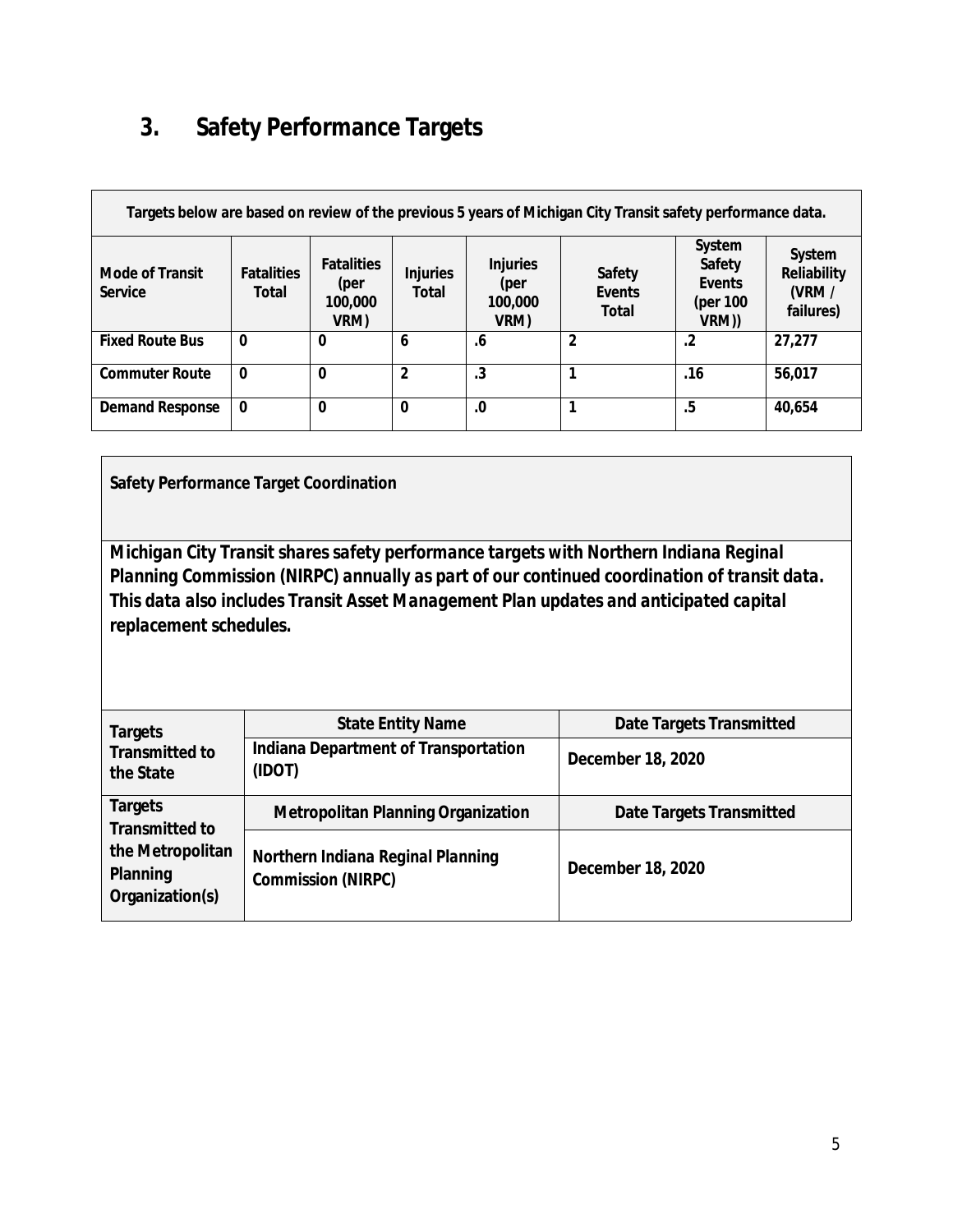# 3. Safety Performance Targets

| Targets below are based on review of the previous 5 years of Michigan City Transit safety performance data. | | | | | | | |
|---|---|---|---|---|---|---|---|
| **Mode of Transit Service** | **Fatalities Total** | **Fatalities (per 100,000 VRM)** | **Injuries Total** | **Injuries (per 100,000 VRM)** | **Safety Events Total** | **System Safety Events (per 100 VRM))** | **System Reliability (VRM / failures)** |
| **Fixed Route Bus** | 0 | 0 | 6 | .6 | 2 | .2 | 27,277 |
| **Commuter Route** | 0 | 0 | 2 | .3 | 1 | .16 | 56,017 |
| **Demand Response** | 0 | 0 | 0 | .0 | 1 | .5 | 40,654 |

**Safety Performance Target Coordination**

***Michigan City Transit shares safety performance targets with Northern Indiana Reginal Planning Commission (NIRPC) annually as part of our continued coordination of transit data. This data also includes Transit Asset Management Plan updates and anticipated capital replacement schedules.***

| **Targets Transmitted to the State** | **State Entity Name** | **Date Targets Transmitted** |
|---|---|---|
| | Indiana Department of Transportation (IDOT) | December 18, 2020 |
| **Targets Transmitted to the Metropolitan Planning Organization(s)** | **Metropolitan Planning Organization** | **Date Targets Transmitted** |
| | Northern Indiana Reginal Planning Commission (NIRPC) | December 18, 2020 |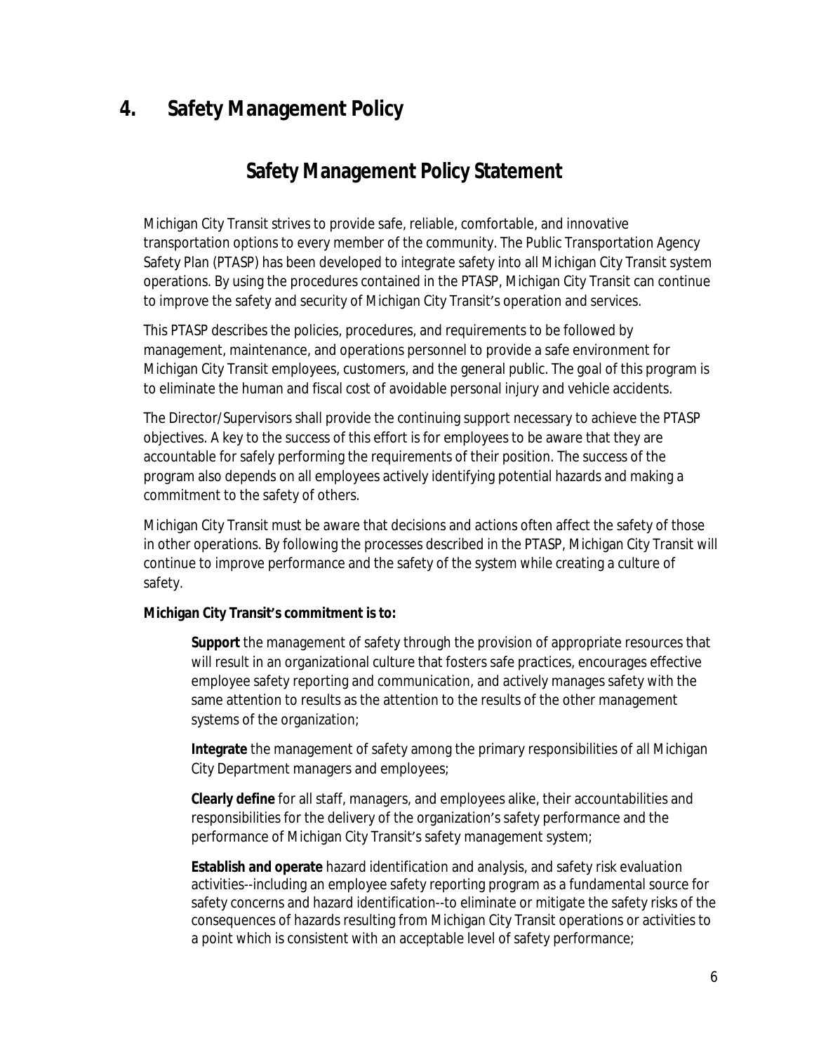# 4. Safety Management Policy

## Safety Management Policy Statement

Michigan City Transit strives to provide safe, reliable, comfortable, and innovative transportation options to every member of the community. The Public Transportation Agency Safety Plan (PTASP) has been developed to integrate safety into all Michigan City Transit system operations. By using the procedures contained in the PTASP, Michigan City Transit can continue to improve the safety and security of Michigan City Transit's operation and services.

This PTASP describes the policies, procedures, and requirements to be followed by management, maintenance, and operations personnel to provide a safe environment for Michigan City Transit employees, customers, and the general public. The goal of this program is to eliminate the human and fiscal cost of avoidable personal injury and vehicle accidents.

The Director/Supervisors shall provide the continuing support necessary to achieve the PTASP objectives. A key to the success of this effort is for employees to be aware that they are accountable for safely performing the requirements of their position. The success of the program also depends on all employees actively identifying potential hazards and making a commitment to the safety of others.

Michigan City Transit must be aware that decisions and actions often affect the safety of those in other operations. By following the processes described in the PTASP, Michigan City Transit will continue to improve performance and the safety of the system while creating a culture of safety.

**Michigan City Transit's commitment is to:**

> **Support** the management of safety through the provision of appropriate resources that will result in an organizational culture that fosters safe practices, encourages effective employee safety reporting and communication, and actively manages safety with the same attention to results as the attention to the results of the other management systems of the organization;
>
> **Integrate** the management of safety among the primary responsibilities of all Michigan City Department managers and employees;
>
> **Clearly define** for all staff, managers, and employees alike, their accountabilities and responsibilities for the delivery of the organization's safety performance and the performance of Michigan City Transit's safety management system;
>
> **Establish and operate** hazard identification and analysis, and safety risk evaluation activities--including an employee safety reporting program as a fundamental source for safety concerns and hazard identification--to eliminate or mitigate the safety risks of the consequences of hazards resulting from Michigan City Transit operations or activities to a point which is consistent with an acceptable level of safety performance;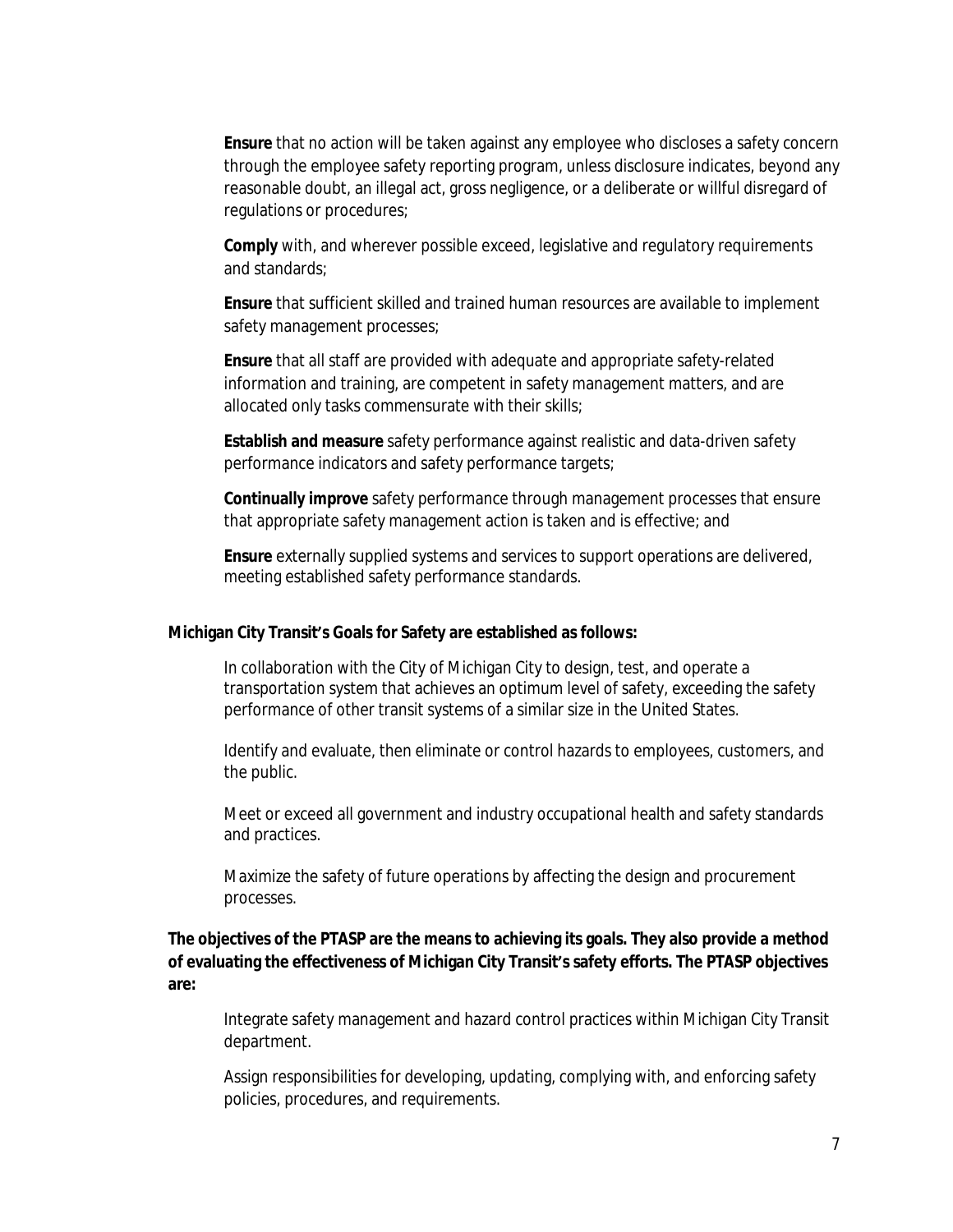**Ensure** that no action will be taken against any employee who discloses a safety concern through the employee safety reporting program, unless disclosure indicates, beyond any reasonable doubt, an illegal act, gross negligence, or a deliberate or willful disregard of regulations or procedures;

**Comply** with, and wherever possible exceed, legislative and regulatory requirements and standards;

**Ensure** that sufficient skilled and trained human resources are available to implement safety management processes;

**Ensure** that all staff are provided with adequate and appropriate safety-related information and training, are competent in safety management matters, and are allocated only tasks commensurate with their skills;

**Establish and measure** safety performance against realistic and data-driven safety performance indicators and safety performance targets;

**Continually improve** safety performance through management processes that ensure that appropriate safety management action is taken and is effective; and

**Ensure** externally supplied systems and services to support operations are delivered, meeting established safety performance standards.

**Michigan City Transit's Goals for Safety are established as follows:**

In collaboration with the City of Michigan City to design, test, and operate a transportation system that achieves an optimum level of safety, exceeding the safety performance of other transit systems of a similar size in the United States.

Identify and evaluate, then eliminate or control hazards to employees, customers, and the public.

Meet or exceed all government and industry occupational health and safety standards and practices.

Maximize the safety of future operations by affecting the design and procurement processes.

**The objectives of the PTASP are the means to achieving its goals. They also provide a method of evaluating the effectiveness of Michigan City Transit's safety efforts. The PTASP objectives are:**

Integrate safety management and hazard control practices within Michigan City Transit department.

Assign responsibilities for developing, updating, complying with, and enforcing safety policies, procedures, and requirements.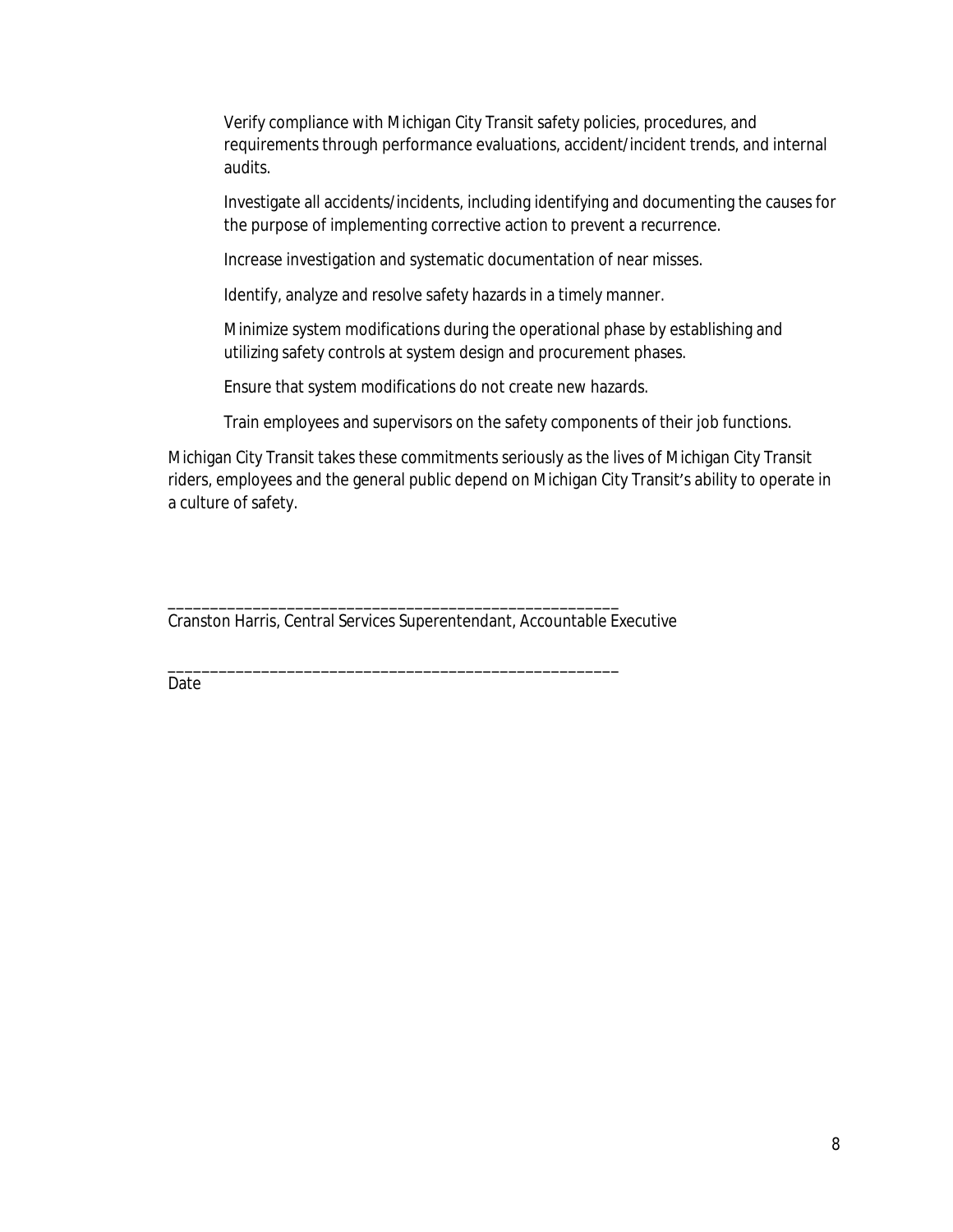Verify compliance with Michigan City Transit safety policies, procedures, and requirements through performance evaluations, accident/incident trends, and internal audits.

Investigate all accidents/incidents, including identifying and documenting the causes for the purpose of implementing corrective action to prevent a recurrence.

Increase investigation and systematic documentation of near misses.

Identify, analyze and resolve safety hazards in a timely manner.

Minimize system modifications during the operational phase by establishing and utilizing safety controls at system design and procurement phases.

Ensure that system modifications do not create new hazards.

Train employees and supervisors on the safety components of their job functions.

Michigan City Transit takes these commitments seriously as the lives of Michigan City Transit riders, employees and the general public depend on Michigan City Transit's ability to operate in a culture of safety.

_____________________________________________________

Cranston Harris, Central Services Superentendant, Accountable Executive

_____________________________________________________

Date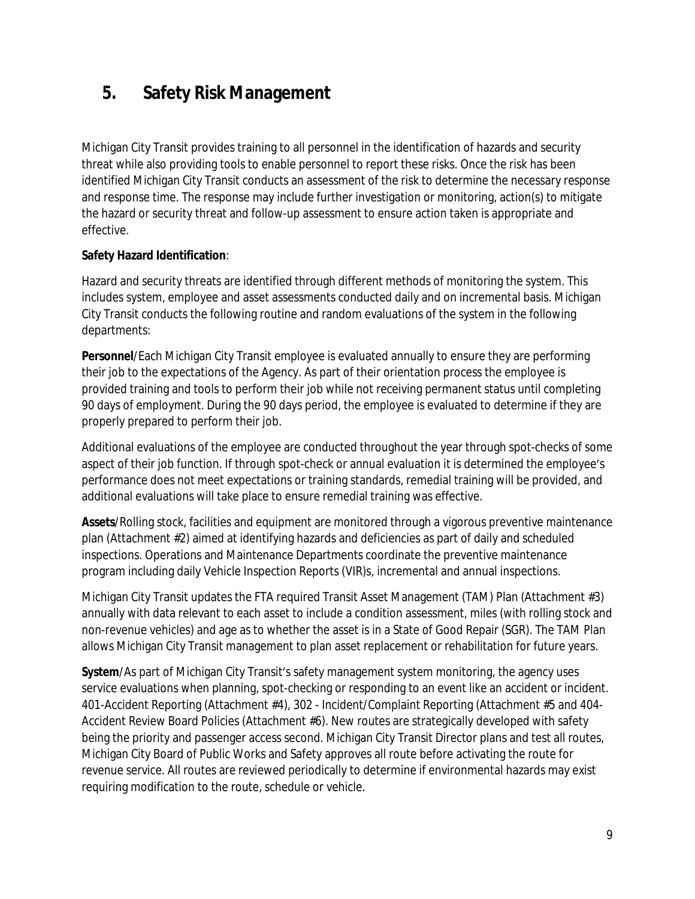# 5. Safety Risk Management

Michigan City Transit provides training to all personnel in the identification of hazards and security threat while also providing tools to enable personnel to report these risks. Once the risk has been identified Michigan City Transit conducts an assessment of the risk to determine the necessary response and response time. The response may include further investigation or monitoring, action(s) to mitigate the hazard or security threat and follow-up assessment to ensure action taken is appropriate and effective.

**Safety Hazard Identification**:

Hazard and security threats are identified through different methods of monitoring the system. This includes system, employee and asset assessments conducted daily and on incremental basis. Michigan City Transit conducts the following routine and random evaluations of the system in the following departments:

**Personnel**/Each Michigan City Transit employee is evaluated annually to ensure they are performing their job to the expectations of the Agency. As part of their orientation process the employee is provided training and tools to perform their job while not receiving permanent status until completing 90 days of employment. During the 90 days period, the employee is evaluated to determine if they are properly prepared to perform their job.

Additional evaluations of the employee are conducted throughout the year through spot-checks of some aspect of their job function. If through spot-check or annual evaluation it is determined the employee's performance does not meet expectations or training standards, remedial training will be provided, and additional evaluations will take place to ensure remedial training was effective.

**Assets**/Rolling stock, facilities and equipment are monitored through a vigorous preventive maintenance plan (Attachment #2) aimed at identifying hazards and deficiencies as part of daily and scheduled inspections. Operations and Maintenance Departments coordinate the preventive maintenance program including daily Vehicle Inspection Reports (VIR)s, incremental and annual inspections.

Michigan City Transit updates the FTA required Transit Asset Management (TAM) Plan (Attachment #3) annually with data relevant to each asset to include a condition assessment, miles (with rolling stock and non-revenue vehicles) and age as to whether the asset is in a State of Good Repair (SGR). The TAM Plan allows Michigan City Transit management to plan asset replacement or rehabilitation for future years.

**System**/As part of Michigan City Transit's safety management system monitoring, the agency uses service evaluations when planning, spot-checking or responding to an event like an accident or incident. 401-Accident Reporting (Attachment #4), 302 - Incident/Complaint Reporting (Attachment #5 and 404-Accident Review Board Policies (Attachment #6). New routes are strategically developed with safety being the priority and passenger access second. Michigan City Transit Director plans and test all routes, Michigan City Board of Public Works and Safety approves all route before activating the route for revenue service. All routes are reviewed periodically to determine if environmental hazards may exist requiring modification to the route, schedule or vehicle.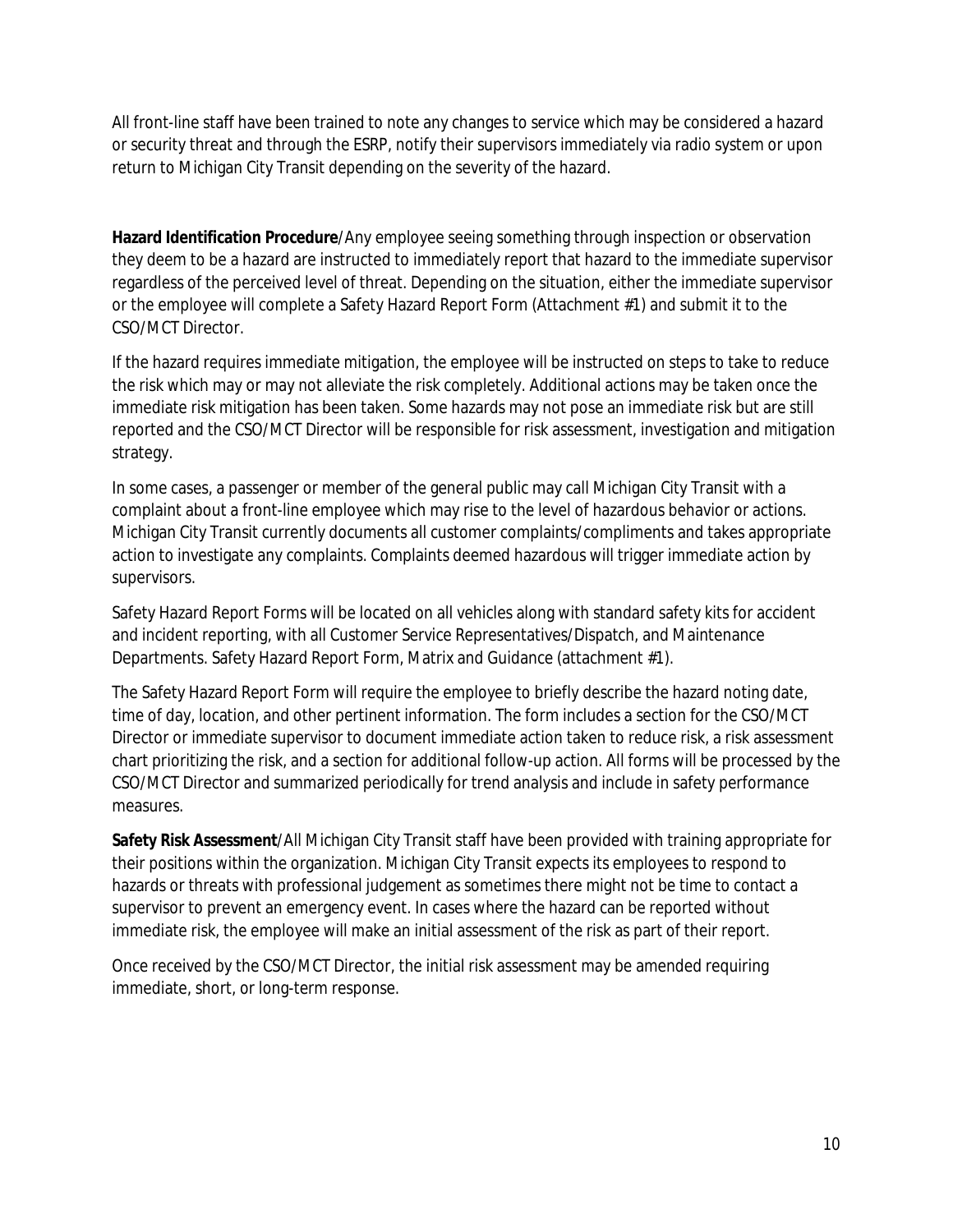All front-line staff have been trained to note any changes to service which may be considered a hazard or security threat and through the ESRP, notify their supervisors immediately via radio system or upon return to Michigan City Transit depending on the severity of the hazard.

**Hazard Identification Procedure**/Any employee seeing something through inspection or observation they deem to be a hazard are instructed to immediately report that hazard to the immediate supervisor regardless of the perceived level of threat. Depending on the situation, either the immediate supervisor or the employee will complete a Safety Hazard Report Form (Attachment #1) and submit it to the CSO/MCT Director.

If the hazard requires immediate mitigation, the employee will be instructed on steps to take to reduce the risk which may or may not alleviate the risk completely. Additional actions may be taken once the immediate risk mitigation has been taken. Some hazards may not pose an immediate risk but are still reported and the CSO/MCT Director will be responsible for risk assessment, investigation and mitigation strategy.

In some cases, a passenger or member of the general public may call Michigan City Transit with a complaint about a front-line employee which may rise to the level of hazardous behavior or actions. Michigan City Transit currently documents all customer complaints/compliments and takes appropriate action to investigate any complaints. Complaints deemed hazardous will trigger immediate action by supervisors.

Safety Hazard Report Forms will be located on all vehicles along with standard safety kits for accident and incident reporting, with all Customer Service Representatives/Dispatch, and Maintenance Departments. Safety Hazard Report Form, Matrix and Guidance (attachment #1).

The Safety Hazard Report Form will require the employee to briefly describe the hazard noting date, time of day, location, and other pertinent information. The form includes a section for the CSO/MCT Director or immediate supervisor to document immediate action taken to reduce risk, a risk assessment chart prioritizing the risk, and a section for additional follow-up action. All forms will be processed by the CSO/MCT Director and summarized periodically for trend analysis and include in safety performance measures.

**Safety Risk Assessment**/All Michigan City Transit staff have been provided with training appropriate for their positions within the organization. Michigan City Transit expects its employees to respond to hazards or threats with professional judgement as sometimes there might not be time to contact a supervisor to prevent an emergency event. In cases where the hazard can be reported without immediate risk, the employee will make an initial assessment of the risk as part of their report.

Once received by the CSO/MCT Director, the initial risk assessment may be amended requiring immediate, short, or long-term response.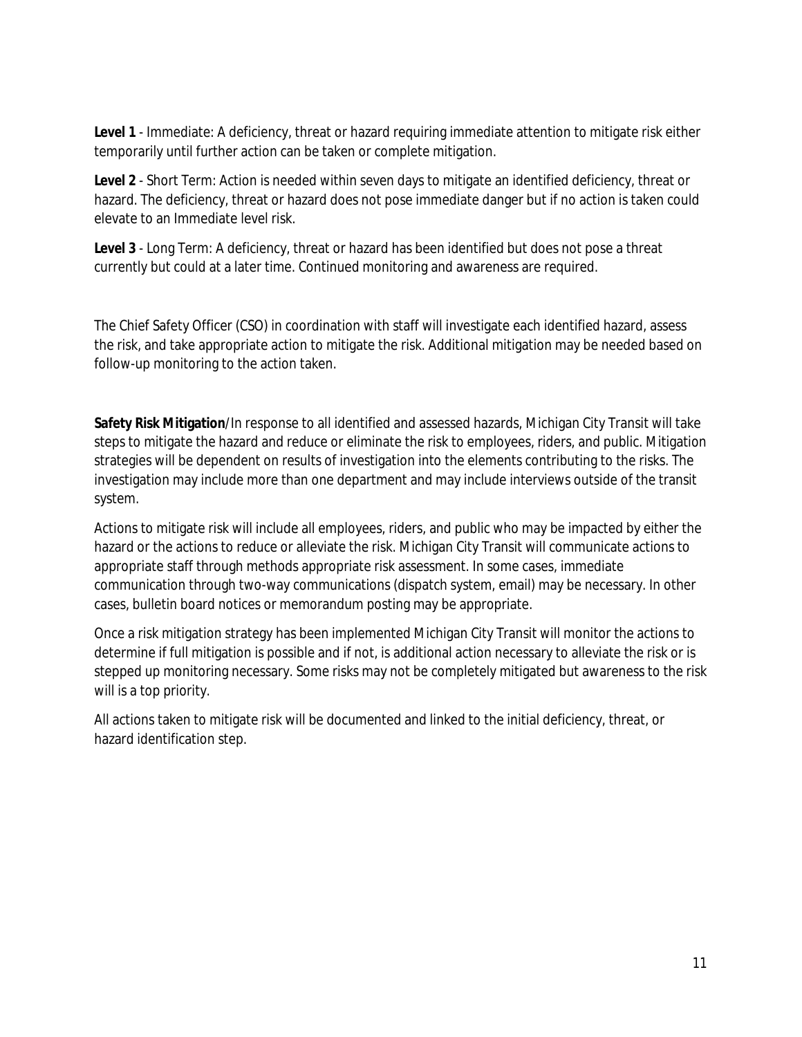**Level 1** - Immediate: A deficiency, threat or hazard requiring immediate attention to mitigate risk either temporarily until further action can be taken or complete mitigation.

**Level 2** - Short Term: Action is needed within seven days to mitigate an identified deficiency, threat or hazard. The deficiency, threat or hazard does not pose immediate danger but if no action is taken could elevate to an Immediate level risk.

**Level 3** - Long Term: A deficiency, threat or hazard has been identified but does not pose a threat currently but could at a later time. Continued monitoring and awareness are required.

The Chief Safety Officer (CSO) in coordination with staff will investigate each identified hazard, assess the risk, and take appropriate action to mitigate the risk. Additional mitigation may be needed based on follow-up monitoring to the action taken.

**Safety Risk Mitigation**/In response to all identified and assessed hazards, Michigan City Transit will take steps to mitigate the hazard and reduce or eliminate the risk to employees, riders, and public. Mitigation strategies will be dependent on results of investigation into the elements contributing to the risks. The investigation may include more than one department and may include interviews outside of the transit system.

Actions to mitigate risk will include all employees, riders, and public who may be impacted by either the hazard or the actions to reduce or alleviate the risk. Michigan City Transit will communicate actions to appropriate staff through methods appropriate risk assessment. In some cases, immediate communication through two-way communications (dispatch system, email) may be necessary. In other cases, bulletin board notices or memorandum posting may be appropriate.

Once a risk mitigation strategy has been implemented Michigan City Transit will monitor the actions to determine if full mitigation is possible and if not, is additional action necessary to alleviate the risk or is stepped up monitoring necessary. Some risks may not be completely mitigated but awareness to the risk will is a top priority.

All actions taken to mitigate risk will be documented and linked to the initial deficiency, threat, or hazard identification step.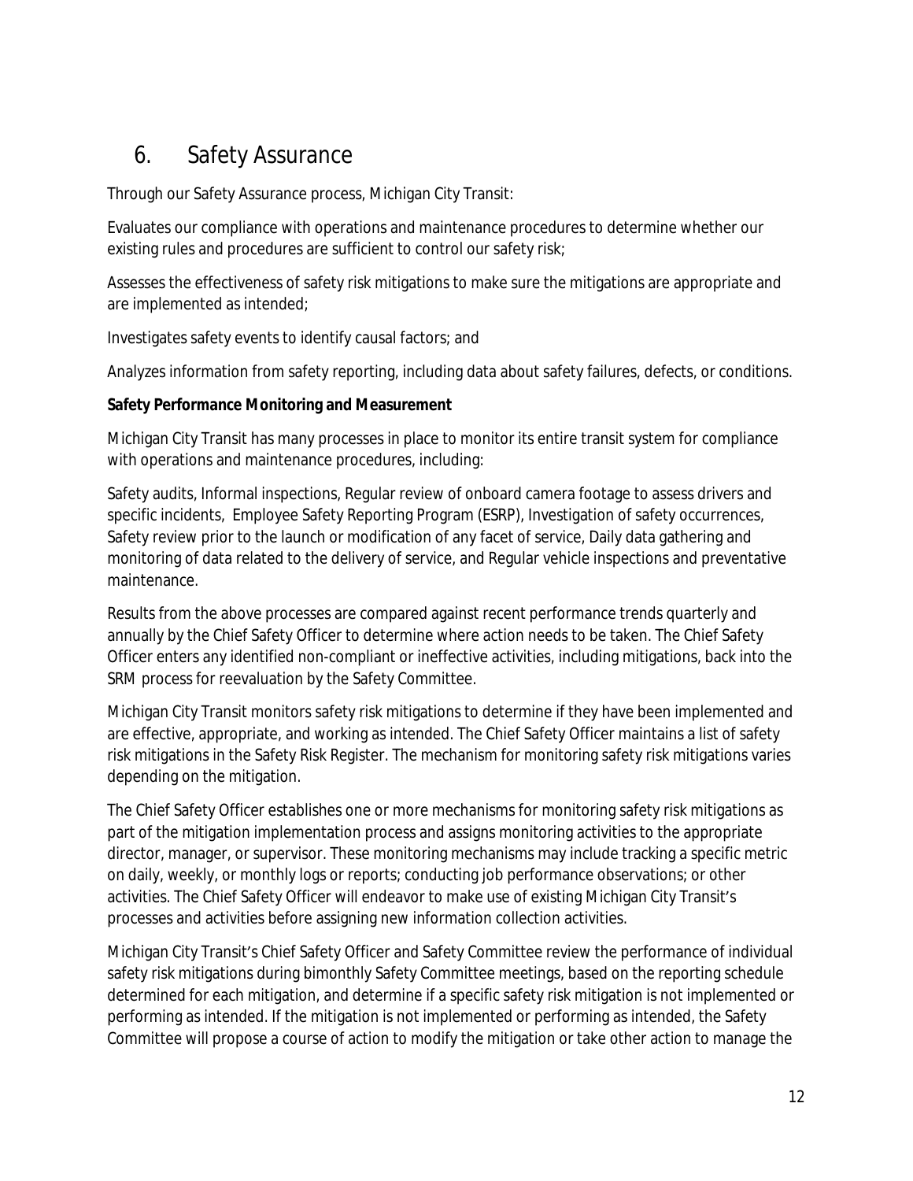# 6. Safety Assurance

Through our Safety Assurance process, Michigan City Transit:

Evaluates our compliance with operations and maintenance procedures to determine whether our existing rules and procedures are sufficient to control our safety risk;

Assesses the effectiveness of safety risk mitigations to make sure the mitigations are appropriate and are implemented as intended;

Investigates safety events to identify causal factors; and

Analyzes information from safety reporting, including data about safety failures, defects, or conditions.

**Safety Performance Monitoring and Measurement**

Michigan City Transit has many processes in place to monitor its entire transit system for compliance with operations and maintenance procedures, including:

Safety audits, Informal inspections, Regular review of onboard camera footage to assess drivers and specific incidents, Employee Safety Reporting Program (ESRP), Investigation of safety occurrences, Safety review prior to the launch or modification of any facet of service, Daily data gathering and monitoring of data related to the delivery of service, and Regular vehicle inspections and preventative maintenance.

Results from the above processes are compared against recent performance trends quarterly and annually by the Chief Safety Officer to determine where action needs to be taken. The Chief Safety Officer enters any identified non-compliant or ineffective activities, including mitigations, back into the SRM process for reevaluation by the Safety Committee.

Michigan City Transit monitors safety risk mitigations to determine if they have been implemented and are effective, appropriate, and working as intended. The Chief Safety Officer maintains a list of safety risk mitigations in the Safety Risk Register. The mechanism for monitoring safety risk mitigations varies depending on the mitigation.

The Chief Safety Officer establishes one or more mechanisms for monitoring safety risk mitigations as part of the mitigation implementation process and assigns monitoring activities to the appropriate director, manager, or supervisor. These monitoring mechanisms may include tracking a specific metric on daily, weekly, or monthly logs or reports; conducting job performance observations; or other activities. The Chief Safety Officer will endeavor to make use of existing Michigan City Transit's processes and activities before assigning new information collection activities.

Michigan City Transit's Chief Safety Officer and Safety Committee review the performance of individual safety risk mitigations during bimonthly Safety Committee meetings, based on the reporting schedule determined for each mitigation, and determine if a specific safety risk mitigation is not implemented or performing as intended. If the mitigation is not implemented or performing as intended, the Safety Committee will propose a course of action to modify the mitigation or take other action to manage the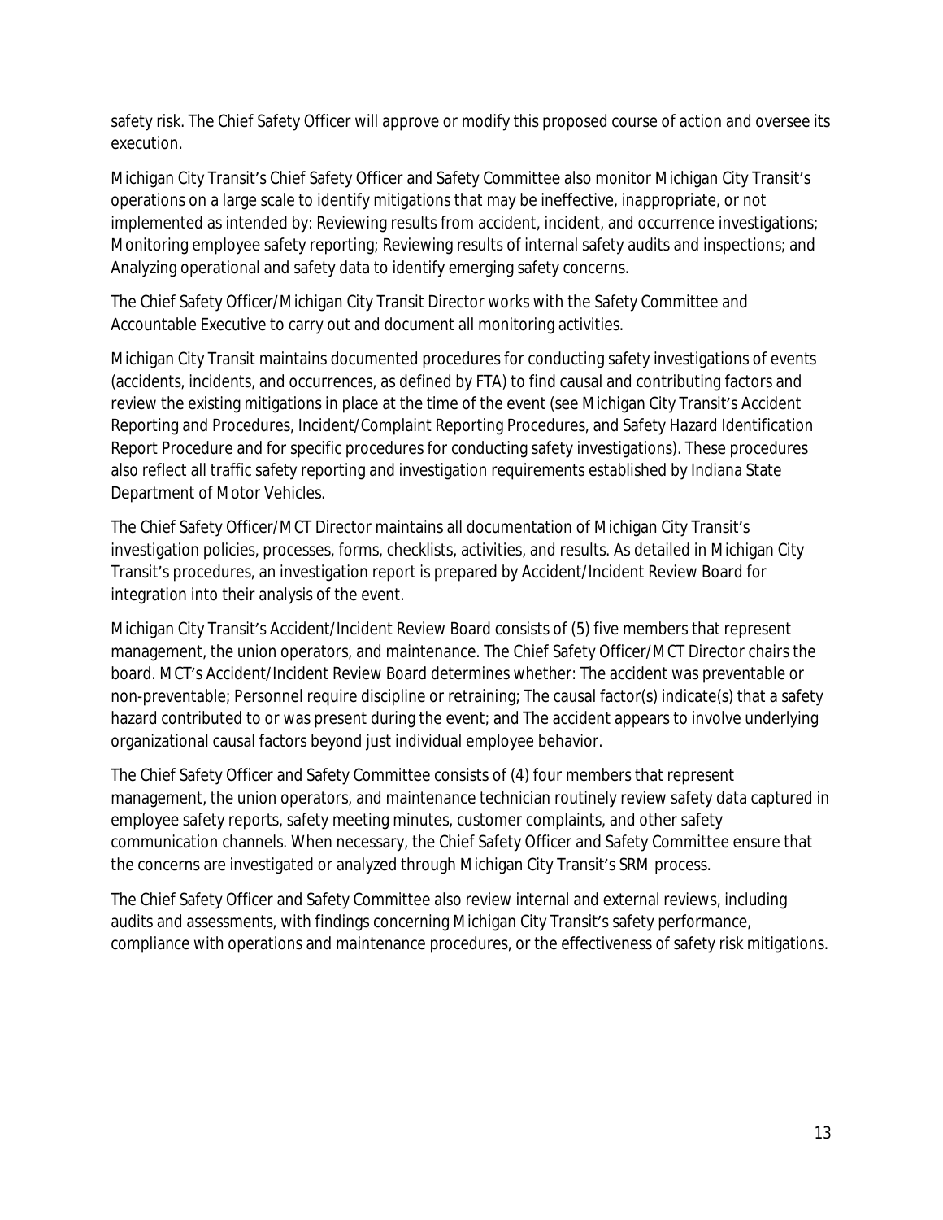safety risk. The Chief Safety Officer will approve or modify this proposed course of action and oversee its execution.

Michigan City Transit's Chief Safety Officer and Safety Committee also monitor Michigan City Transit's operations on a large scale to identify mitigations that may be ineffective, inappropriate, or not implemented as intended by: Reviewing results from accident, incident, and occurrence investigations; Monitoring employee safety reporting; Reviewing results of internal safety audits and inspections; and Analyzing operational and safety data to identify emerging safety concerns.

The Chief Safety Officer/Michigan City Transit Director works with the Safety Committee and Accountable Executive to carry out and document all monitoring activities.

Michigan City Transit maintains documented procedures for conducting safety investigations of events (accidents, incidents, and occurrences, as defined by FTA) to find causal and contributing factors and review the existing mitigations in place at the time of the event (see Michigan City Transit's Accident Reporting and Procedures, Incident/Complaint Reporting Procedures, and Safety Hazard Identification Report Procedure and for specific procedures for conducting safety investigations). These procedures also reflect all traffic safety reporting and investigation requirements established by Indiana State Department of Motor Vehicles.

The Chief Safety Officer/MCT Director maintains all documentation of Michigan City Transit's investigation policies, processes, forms, checklists, activities, and results. As detailed in Michigan City Transit's procedures, an investigation report is prepared by Accident/Incident Review Board for integration into their analysis of the event.

Michigan City Transit's Accident/Incident Review Board consists of (5) five members that represent management, the union operators, and maintenance. The Chief Safety Officer/MCT Director chairs the board. MCT's Accident/Incident Review Board determines whether: The accident was preventable or non-preventable; Personnel require discipline or retraining; The causal factor(s) indicate(s) that a safety hazard contributed to or was present during the event; and The accident appears to involve underlying organizational causal factors beyond just individual employee behavior.

The Chief Safety Officer and Safety Committee consists of (4) four members that represent management, the union operators, and maintenance technician routinely review safety data captured in employee safety reports, safety meeting minutes, customer complaints, and other safety communication channels. When necessary, the Chief Safety Officer and Safety Committee ensure that the concerns are investigated or analyzed through Michigan City Transit's SRM process.

The Chief Safety Officer and Safety Committee also review internal and external reviews, including audits and assessments, with findings concerning Michigan City Transit's safety performance, compliance with operations and maintenance procedures, or the effectiveness of safety risk mitigations.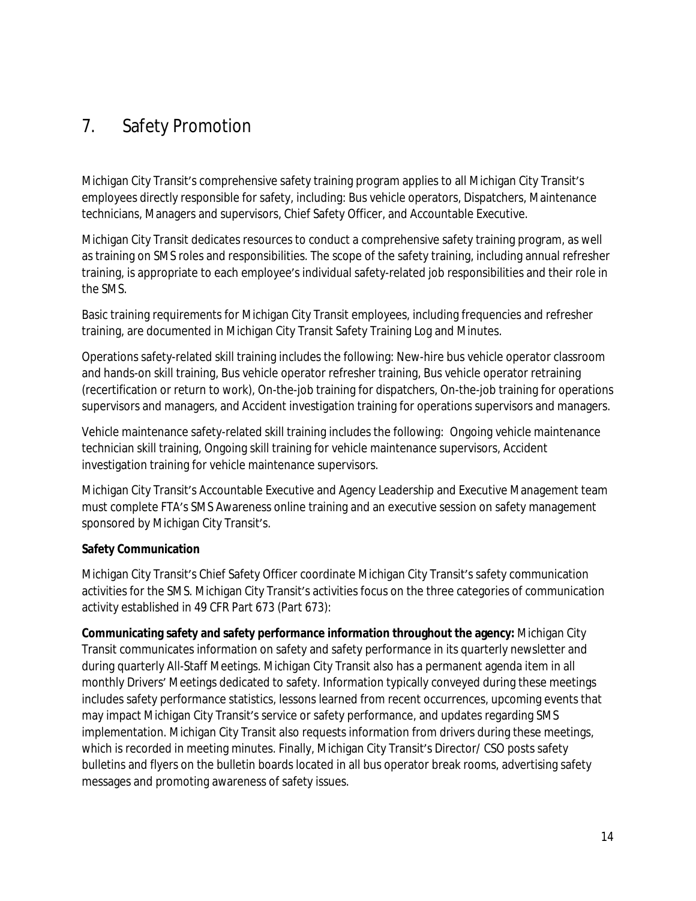# 7. Safety Promotion

Michigan City Transit's comprehensive safety training program applies to all Michigan City Transit's employees directly responsible for safety, including: Bus vehicle operators, Dispatchers, Maintenance technicians, Managers and supervisors, Chief Safety Officer, and Accountable Executive.

Michigan City Transit dedicates resources to conduct a comprehensive safety training program, as well as training on SMS roles and responsibilities. The scope of the safety training, including annual refresher training, is appropriate to each employee's individual safety-related job responsibilities and their role in the SMS.

Basic training requirements for Michigan City Transit employees, including frequencies and refresher training, are documented in Michigan City Transit Safety Training Log and Minutes.

Operations safety-related skill training includes the following: New-hire bus vehicle operator classroom and hands-on skill training, Bus vehicle operator refresher training, Bus vehicle operator retraining (recertification or return to work), On-the-job training for dispatchers, On-the-job training for operations supervisors and managers, and Accident investigation training for operations supervisors and managers.

Vehicle maintenance safety-related skill training includes the following: Ongoing vehicle maintenance technician skill training, Ongoing skill training for vehicle maintenance supervisors, Accident investigation training for vehicle maintenance supervisors.

Michigan City Transit's Accountable Executive and Agency Leadership and Executive Management team must complete FTA's SMS Awareness online training and an executive session on safety management sponsored by Michigan City Transit's.

**Safety Communication**

Michigan City Transit's Chief Safety Officer coordinate Michigan City Transit's safety communication activities for the SMS. Michigan City Transit's activities focus on the three categories of communication activity established in 49 CFR Part 673 (Part 673):

**Communicating safety and safety performance information throughout the agency:** Michigan City Transit communicates information on safety and safety performance in its quarterly newsletter and during quarterly All-Staff Meetings. Michigan City Transit also has a permanent agenda item in all monthly Drivers' Meetings dedicated to safety. Information typically conveyed during these meetings includes safety performance statistics, lessons learned from recent occurrences, upcoming events that may impact Michigan City Transit's service or safety performance, and updates regarding SMS implementation. Michigan City Transit also requests information from drivers during these meetings, which is recorded in meeting minutes. Finally, Michigan City Transit's Director/ CSO posts safety bulletins and flyers on the bulletin boards located in all bus operator break rooms, advertising safety messages and promoting awareness of safety issues.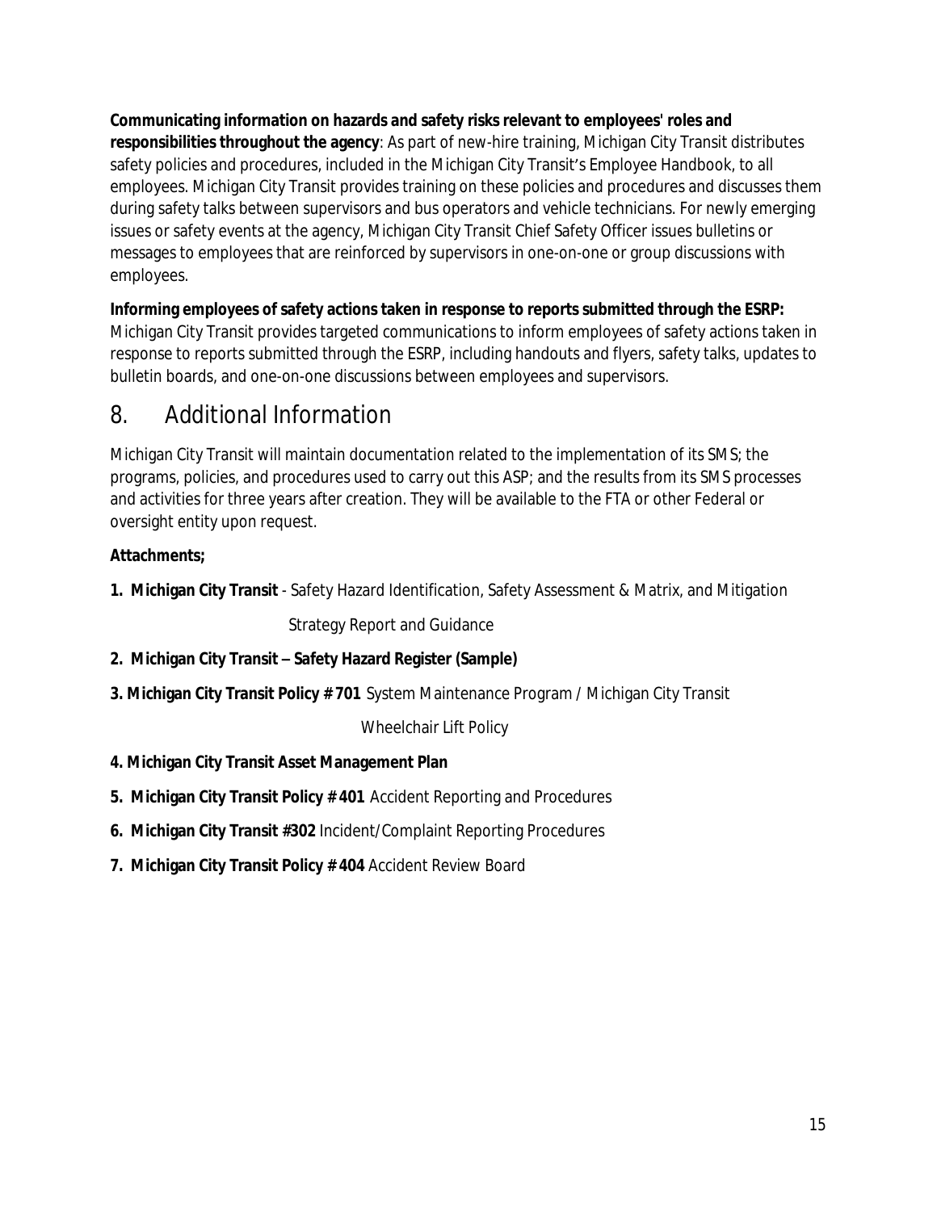**Communicating information on hazards and safety risks relevant to employees' roles and responsibilities throughout the agency**: As part of new-hire training, Michigan City Transit distributes safety policies and procedures, included in the Michigan City Transit's Employee Handbook, to all employees. Michigan City Transit provides training on these policies and procedures and discusses them during safety talks between supervisors and bus operators and vehicle technicians. For newly emerging issues or safety events at the agency, Michigan City Transit Chief Safety Officer issues bulletins or messages to employees that are reinforced by supervisors in one-on-one or group discussions with employees.

**Informing employees of safety actions taken in response to reports submitted through the ESRP:** Michigan City Transit provides targeted communications to inform employees of safety actions taken in response to reports submitted through the ESRP, including handouts and flyers, safety talks, updates to bulletin boards, and one-on-one discussions between employees and supervisors.

# 8. Additional Information

Michigan City Transit will maintain documentation related to the implementation of its SMS; the programs, policies, and procedures used to carry out this ASP; and the results from its SMS processes and activities for three years after creation. They will be available to the FTA or other Federal or oversight entity upon request.

**Attachments;**

1. **Michigan City Transit** - Safety Hazard Identification, Safety Assessment & Matrix, and Mitigation Strategy Report and Guidance
2. **Michigan City Transit – Safety Hazard Register (Sample)**
3. **Michigan City Transit Policy # 701** System Maintenance Program / Michigan City Transit Wheelchair Lift Policy
4. **Michigan City Transit Asset Management Plan**
5. **Michigan City Transit Policy # 401** Accident Reporting and Procedures
6. **Michigan City Transit #302** Incident/Complaint Reporting Procedures
7. **Michigan City Transit Policy # 404** Accident Review Board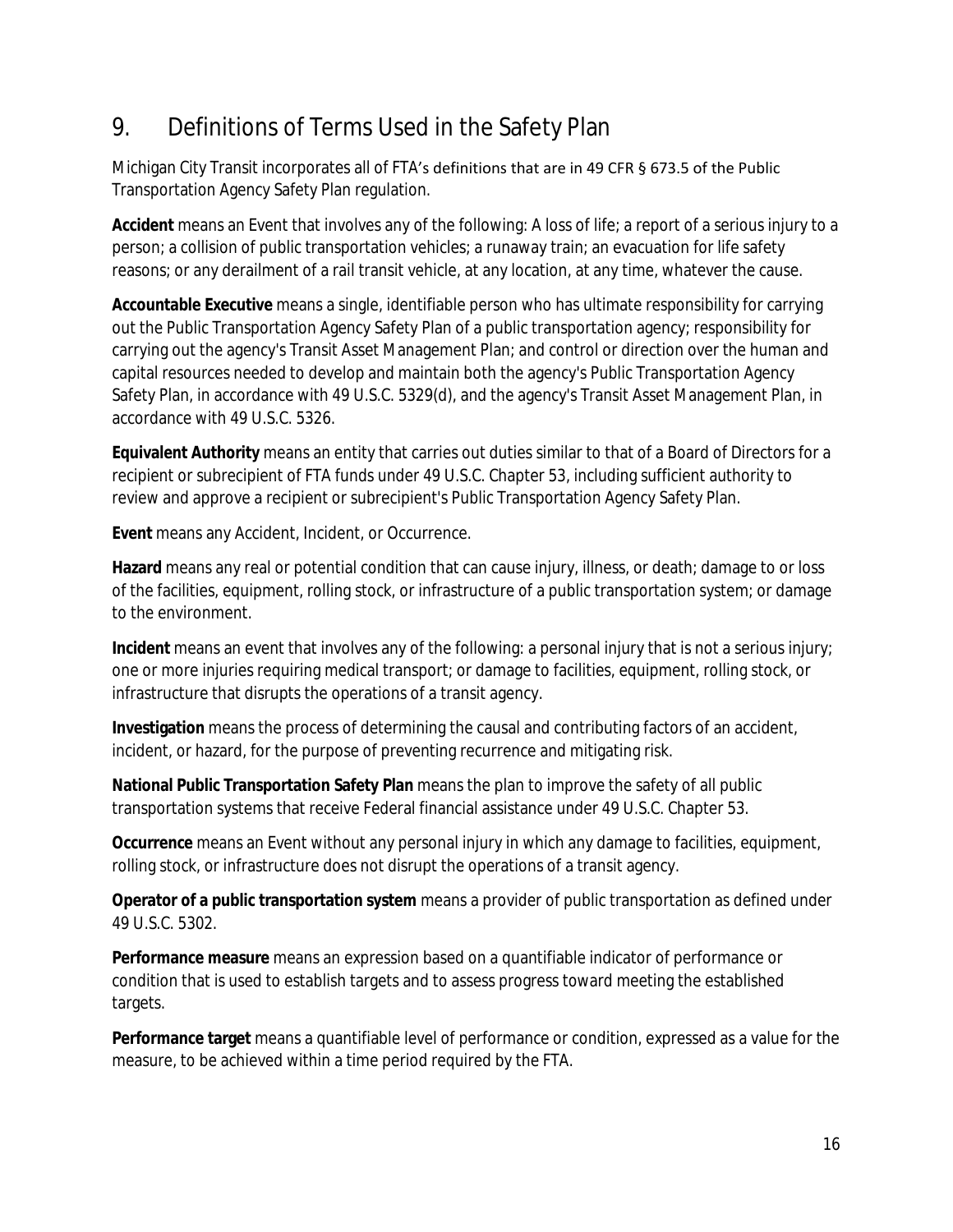## 9. Definitions of Terms Used in the Safety Plan

Michigan City Transit incorporates all of FTA's definitions that are in 49 CFR § 673.5 of the Public Transportation Agency Safety Plan regulation.

**Accident** means an Event that involves any of the following: A loss of life; a report of a serious injury to a person; a collision of public transportation vehicles; a runaway train; an evacuation for life safety reasons; or any derailment of a rail transit vehicle, at any location, at any time, whatever the cause.

**Accountable Executive** means a single, identifiable person who has ultimate responsibility for carrying out the Public Transportation Agency Safety Plan of a public transportation agency; responsibility for carrying out the agency's Transit Asset Management Plan; and control or direction over the human and capital resources needed to develop and maintain both the agency's Public Transportation Agency Safety Plan, in accordance with 49 U.S.C. 5329(d), and the agency's Transit Asset Management Plan, in accordance with 49 U.S.C. 5326.

**Equivalent Authority** means an entity that carries out duties similar to that of a Board of Directors for a recipient or subrecipient of FTA funds under 49 U.S.C. Chapter 53, including sufficient authority to review and approve a recipient or subrecipient's Public Transportation Agency Safety Plan.

**Event** means any Accident, Incident, or Occurrence.

**Hazard** means any real or potential condition that can cause injury, illness, or death; damage to or loss of the facilities, equipment, rolling stock, or infrastructure of a public transportation system; or damage to the environment.

**Incident** means an event that involves any of the following: a personal injury that is not a serious injury; one or more injuries requiring medical transport; or damage to facilities, equipment, rolling stock, or infrastructure that disrupts the operations of a transit agency.

**Investigation** means the process of determining the causal and contributing factors of an accident, incident, or hazard, for the purpose of preventing recurrence and mitigating risk.

**National Public Transportation Safety Plan** means the plan to improve the safety of all public transportation systems that receive Federal financial assistance under 49 U.S.C. Chapter 53.

**Occurrence** means an Event without any personal injury in which any damage to facilities, equipment, rolling stock, or infrastructure does not disrupt the operations of a transit agency.

**Operator of a public transportation system** means a provider of public transportation as defined under 49 U.S.C. 5302.

**Performance measure** means an expression based on a quantifiable indicator of performance or condition that is used to establish targets and to assess progress toward meeting the established targets.

**Performance target** means a quantifiable level of performance or condition, expressed as a value for the measure, to be achieved within a time period required by the FTA.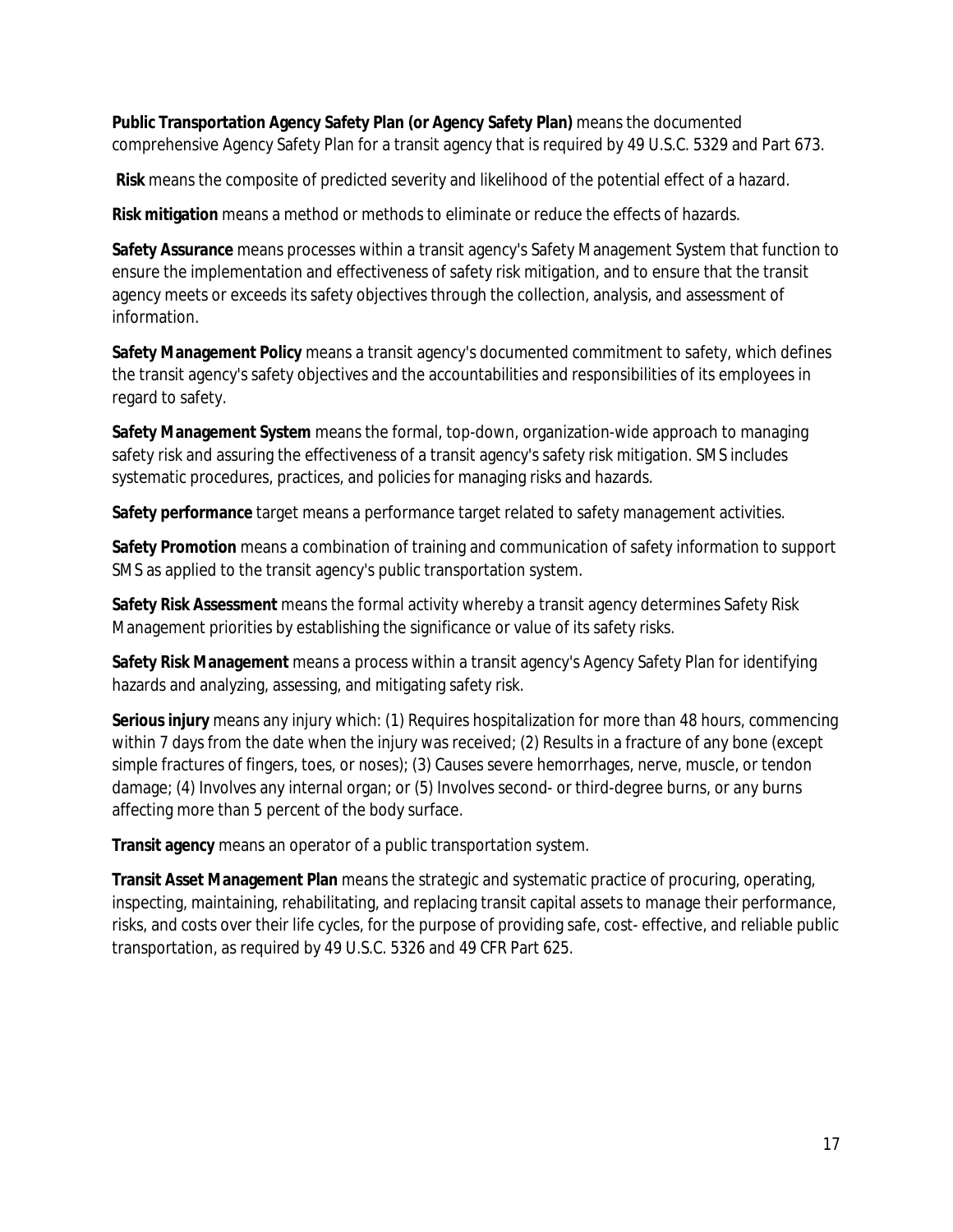**Public Transportation Agency Safety Plan (or Agency Safety Plan)** means the documented comprehensive Agency Safety Plan for a transit agency that is required by 49 U.S.C. 5329 and Part 673.

**Risk** means the composite of predicted severity and likelihood of the potential effect of a hazard.

**Risk mitigation** means a method or methods to eliminate or reduce the effects of hazards.

**Safety Assurance** means processes within a transit agency's Safety Management System that function to ensure the implementation and effectiveness of safety risk mitigation, and to ensure that the transit agency meets or exceeds its safety objectives through the collection, analysis, and assessment of information.

**Safety Management Policy** means a transit agency's documented commitment to safety, which defines the transit agency's safety objectives and the accountabilities and responsibilities of its employees in regard to safety.

**Safety Management System** means the formal, top-down, organization-wide approach to managing safety risk and assuring the effectiveness of a transit agency's safety risk mitigation. SMS includes systematic procedures, practices, and policies for managing risks and hazards.

**Safety performance** target means a performance target related to safety management activities.

**Safety Promotion** means a combination of training and communication of safety information to support SMS as applied to the transit agency's public transportation system.

**Safety Risk Assessment** means the formal activity whereby a transit agency determines Safety Risk Management priorities by establishing the significance or value of its safety risks.

**Safety Risk Management** means a process within a transit agency's Agency Safety Plan for identifying hazards and analyzing, assessing, and mitigating safety risk.

**Serious injury** means any injury which: (1) Requires hospitalization for more than 48 hours, commencing within 7 days from the date when the injury was received; (2) Results in a fracture of any bone (except simple fractures of fingers, toes, or noses); (3) Causes severe hemorrhages, nerve, muscle, or tendon damage; (4) Involves any internal organ; or (5) Involves second- or third-degree burns, or any burns affecting more than 5 percent of the body surface.

**Transit agency** means an operator of a public transportation system.

**Transit Asset Management Plan** means the strategic and systematic practice of procuring, operating, inspecting, maintaining, rehabilitating, and replacing transit capital assets to manage their performance, risks, and costs over their life cycles, for the purpose of providing safe, cost- effective, and reliable public transportation, as required by 49 U.S.C. 5326 and 49 CFR Part 625.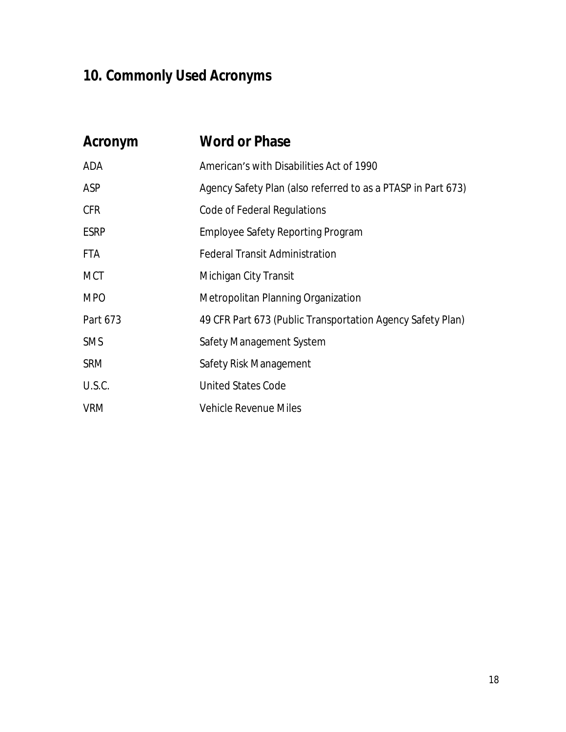## 10. Commonly Used Acronyms

| Acronym | Word or Phase |
|---|---|
| ADA | American's with Disabilities Act of 1990 |
| ASP | Agency Safety Plan (also referred to as a PTASP in Part 673) |
| CFR | Code of Federal Regulations |
| ESRP | Employee Safety Reporting Program |
| FTA | Federal Transit Administration |
| MCT | Michigan City Transit |
| MPO | Metropolitan Planning Organization |
| Part 673 | 49 CFR Part 673 (Public Transportation Agency Safety Plan) |
| SMS | Safety Management System |
| SRM | Safety Risk Management |
| U.S.C. | United States Code |
| VRM | Vehicle Revenue Miles |